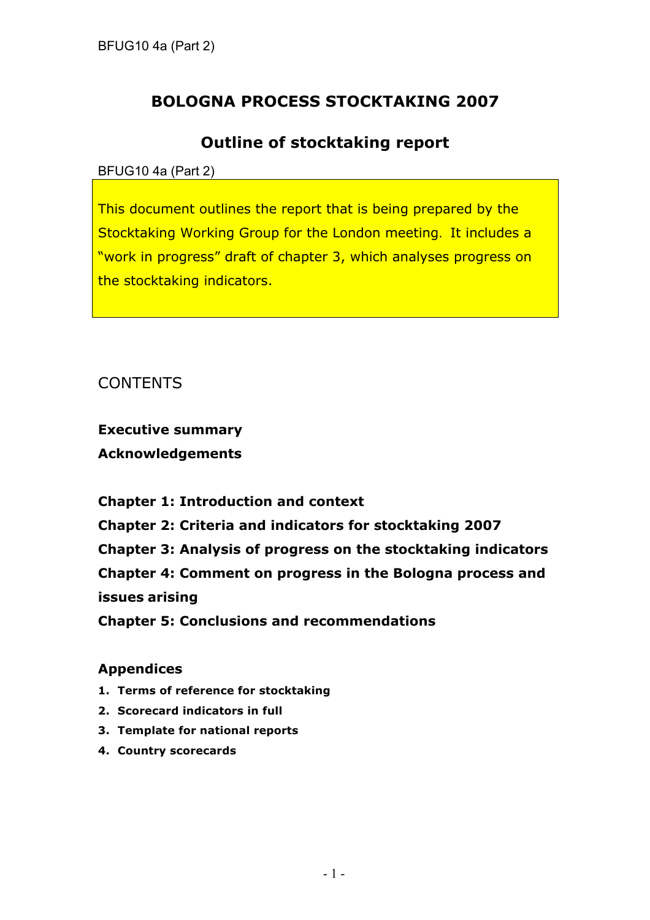# BOLOGNA PROCESS STOCKTAKING 2007

## Outline of stocktaking report

BFUG10 4a (Part 2)

This document outlines the report that is being prepared by the Stocktaking Working Group for the London meeting. It includes a "work in progress" draft of chapter 3, which analyses progress on the stocktaking indicators.

CONTENTS

**Executive summary**

**Acknowledgements**

**Chapter 1: Introduction and context**

**Chapter 2: Criteria and indicators for stocktaking 2007**

**Chapter 3: Analysis of progress on the stocktaking indicators**

**Chapter 4: Comment on progress in the Bologna process and issues arising**

**Chapter 5: Conclusions and recommendations**

### Appendices

1. **Terms of reference for stocktaking**
2. **Scorecard indicators in full**
3. **Template for national reports**
4. **Country scorecards**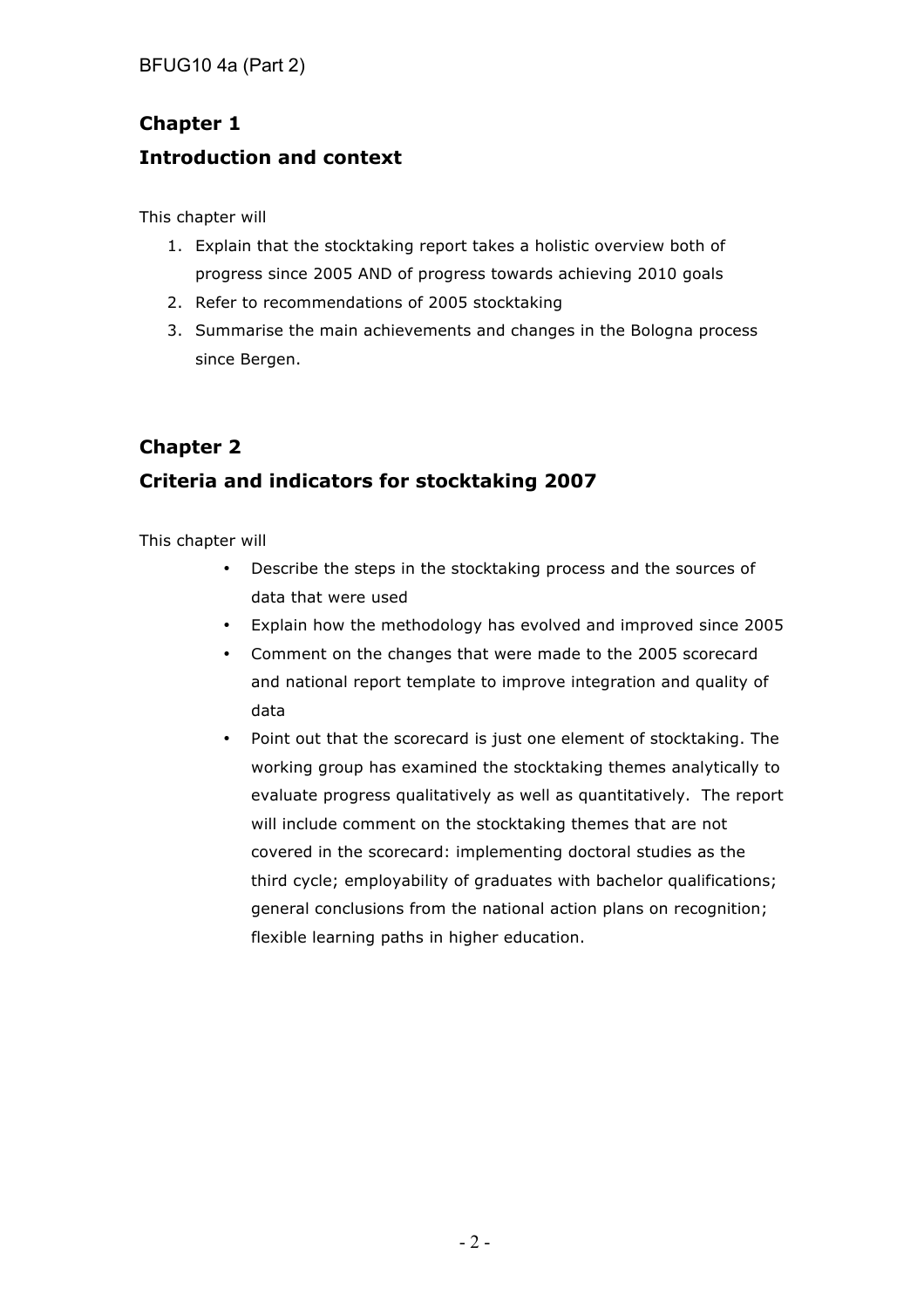## Chapter 1

## Introduction and context

This chapter will

1. Explain that the stocktaking report takes a holistic overview both of progress since 2005 AND of progress towards achieving 2010 goals
2. Refer to recommendations of 2005 stocktaking
3. Summarise the main achievements and changes in the Bologna process since Bergen.

## Chapter 2

## Criteria and indicators for stocktaking 2007

This chapter will

- Describe the steps in the stocktaking process and the sources of data that were used
- Explain how the methodology has evolved and improved since 2005
- Comment on the changes that were made to the 2005 scorecard and national report template to improve integration and quality of data
- Point out that the scorecard is just one element of stocktaking. The working group has examined the stocktaking themes analytically to evaluate progress qualitatively as well as quantitatively. The report will include comment on the stocktaking themes that are not covered in the scorecard: implementing doctoral studies as the third cycle; employability of graduates with bachelor qualifications; general conclusions from the national action plans on recognition; flexible learning paths in higher education.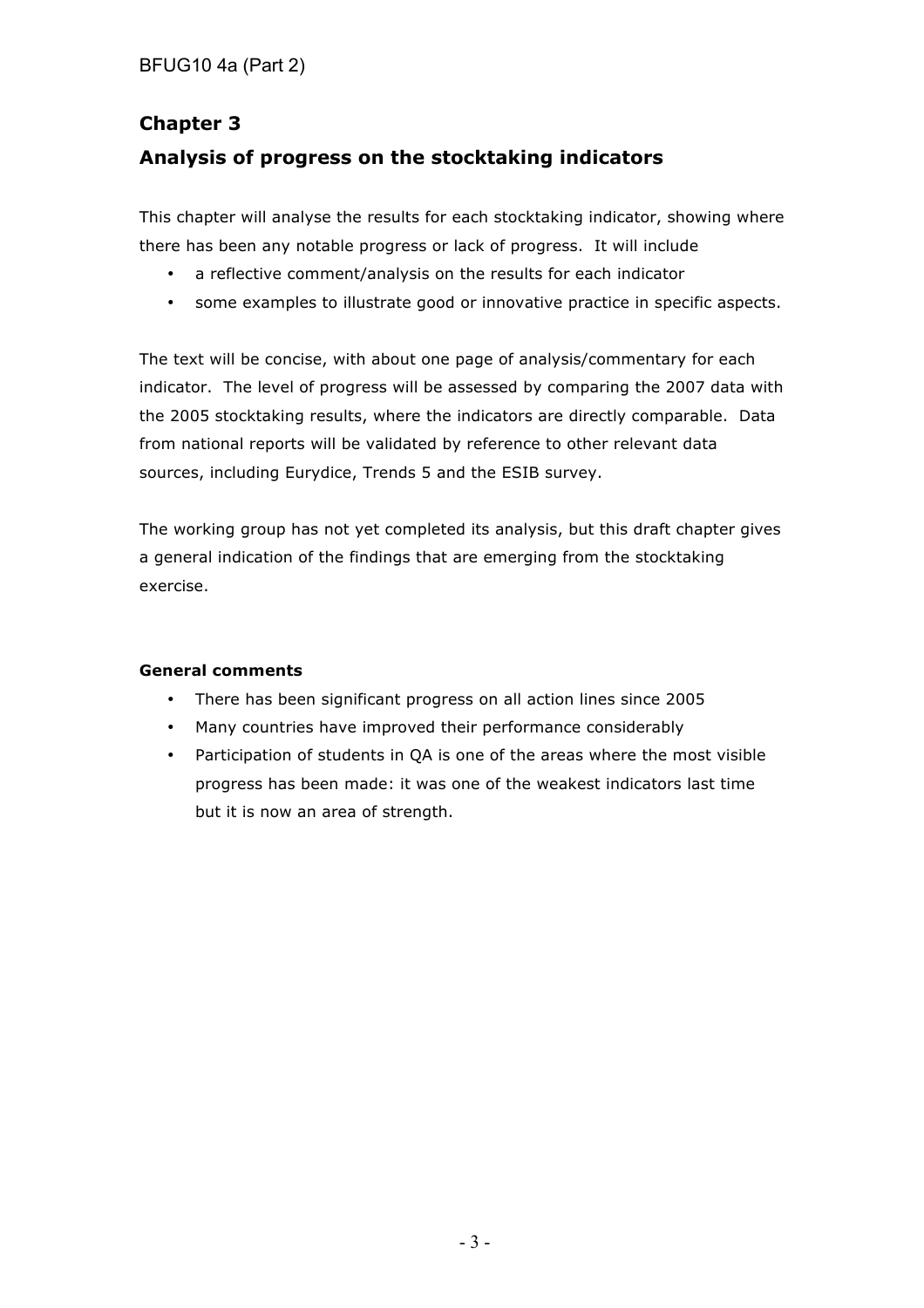# Chapter 3

## Analysis of progress on the stocktaking indicators

This chapter will analyse the results for each stocktaking indicator, showing where there has been any notable progress or lack of progress. It will include

- a reflective comment/analysis on the results for each indicator
- some examples to illustrate good or innovative practice in specific aspects.

The text will be concise, with about one page of analysis/commentary for each indicator. The level of progress will be assessed by comparing the 2007 data with the 2005 stocktaking results, where the indicators are directly comparable. Data from national reports will be validated by reference to other relevant data sources, including Eurydice, Trends 5 and the ESIB survey.

The working group has not yet completed its analysis, but this draft chapter gives a general indication of the findings that are emerging from the stocktaking exercise.

**General comments**

- There has been significant progress on all action lines since 2005
- Many countries have improved their performance considerably
- Participation of students in QA is one of the areas where the most visible progress has been made: it was one of the weakest indicators last time but it is now an area of strength.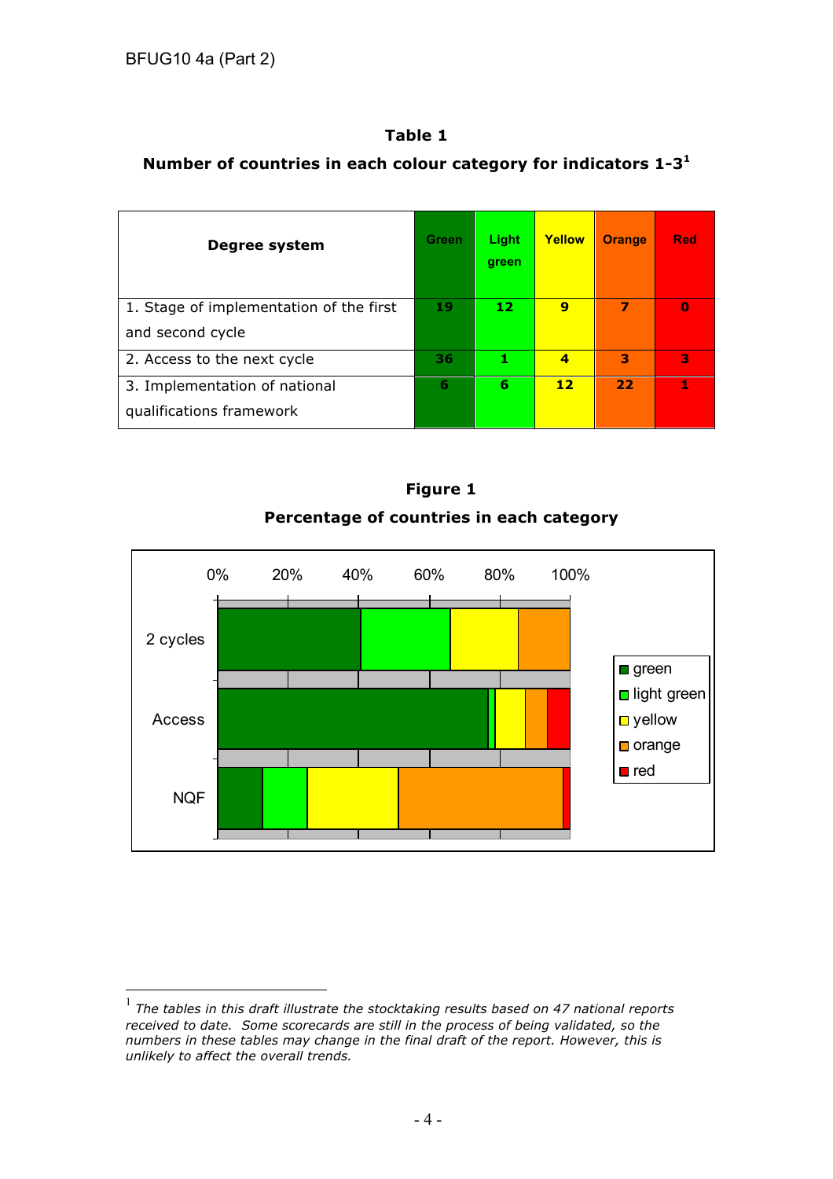**Table 1**

**Number of countries in each colour category for indicators 1-3**[1]

| Degree system | Green | Light green | Yellow | Orange | Red |
|---|---|---|---|---|---|
| 1. Stage of implementation of the first and second cycle | 19 | 12 | 9 | 7 | 0 |
| 2. Access to the next cycle | 36 | 1 | 4 | 3 | 3 |
| 3. Implementation of national qualifications framework | 6 | 6 | 12 | 22 | 1 |

**Figure 1**

**Percentage of countries in each category**

[1] *The tables in this draft illustrate the stocktaking results based on 47 national reports received to date. Some scorecards are still in the process of being validated, so the numbers in these tables may change in the final draft of the report. However, this is unlikely to affect the overall trends.*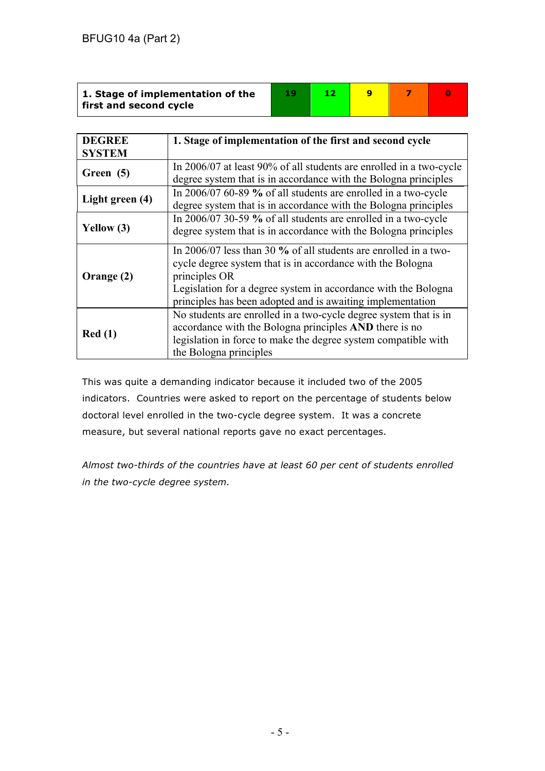| 1. Stage of implementation of the first and second cycle | 19 | 12 | 9 | 7 | 0 |
|---|---|---|---|---|---|

| DEGREE SYSTEM | 1. Stage of implementation of the first and second cycle |
|---|---|
| **Green (5)** | In 2006/07 at least 90% of all students are enrolled in a two-cycle degree system that is in accordance with the Bologna principles |
| **Light green (4)** | In 2006/07 60-89 **%** of all students are enrolled in a two-cycle degree system that is in accordance with the Bologna principles |
| **Yellow (3)** | In 2006/07 30-59 **%** of all students are enrolled in a two-cycle degree system that is in accordance with the Bologna principles |
| **Orange (2)** | In 2006/07 less than 30 **%** of all students are enrolled in a two-cycle degree system that is in accordance with the Bologna principles OR<br>Legislation for a degree system in accordance with the Bologna principles has been adopted and is awaiting implementation |
| **Red (1)** | No students are enrolled in a two-cycle degree system that is in accordance with the Bologna principles **AND** there is no legislation in force to make the degree system compatible with the Bologna principles |

This was quite a demanding indicator because it included two of the 2005 indicators. Countries were asked to report on the percentage of students below doctoral level enrolled in the two-cycle degree system. It was a concrete measure, but several national reports gave no exact percentages.

*Almost two-thirds of the countries have at least 60 per cent of students enrolled in the two-cycle degree system.*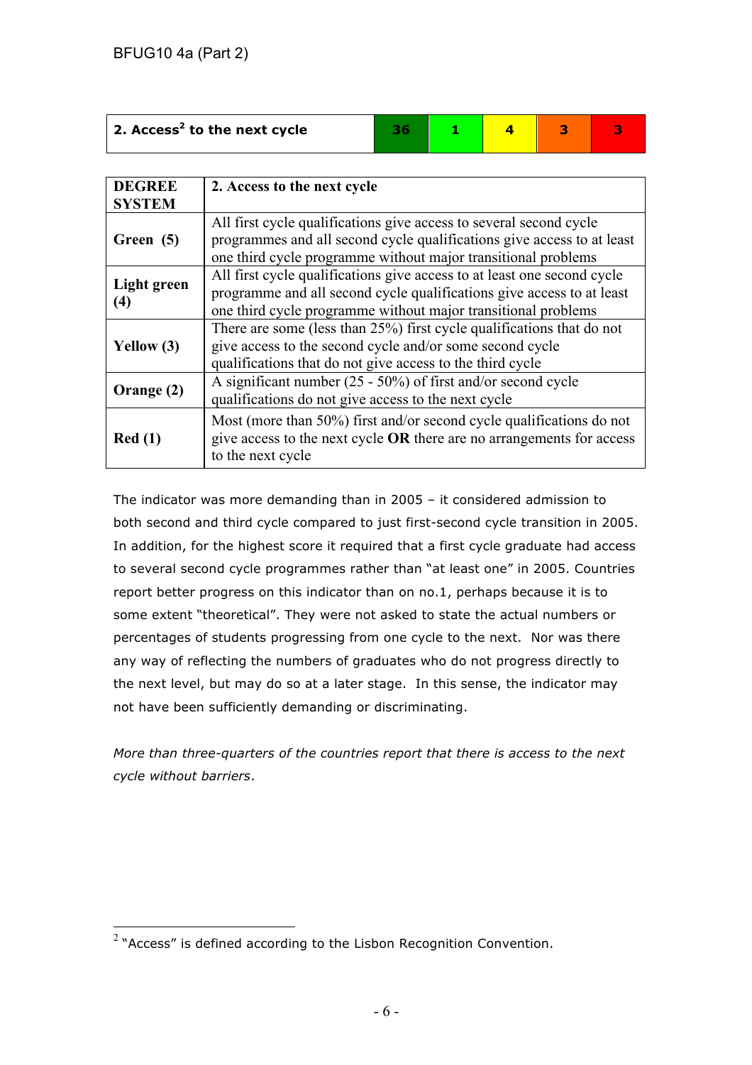| 2. Access[2] to the next cycle | 36 | 1 | 4 | 3 | 3 |
|---|---|---|---|---|---|

| DEGREE SYSTEM | 2. Access to the next cycle |
|---|---|
| **Green (5)** | All first cycle qualifications give access to several second cycle programmes and all second cycle qualifications give access to at least one third cycle programme without major transitional problems |
| **Light green (4)** | All first cycle qualifications give access to at least one second cycle programme and all second cycle qualifications give access to at least one third cycle programme without major transitional problems |
| **Yellow (3)** | There are some (less than 25%) first cycle qualifications that do not give access to the second cycle and/or some second cycle qualifications that do not give access to the third cycle |
| **Orange (2)** | A significant number (25 - 50%) of first and/or second cycle qualifications do not give access to the next cycle |
| **Red (1)** | Most (more than 50%) first and/or second cycle qualifications do not give access to the next cycle **OR** there are no arrangements for access to the next cycle |

The indicator was more demanding than in 2005 – it considered admission to both second and third cycle compared to just first-second cycle transition in 2005. In addition, for the highest score it required that a first cycle graduate had access to several second cycle programmes rather than "at least one" in 2005. Countries report better progress on this indicator than on no.1, perhaps because it is to some extent "theoretical". They were not asked to state the actual numbers or percentages of students progressing from one cycle to the next. Nor was there any way of reflecting the numbers of graduates who do not progress directly to the next level, but may do so at a later stage. In this sense, the indicator may not have been sufficiently demanding or discriminating.

*More than three-quarters of the countries report that there is access to the next cycle without barriers*.

[2] "Access" is defined according to the Lisbon Recognition Convention.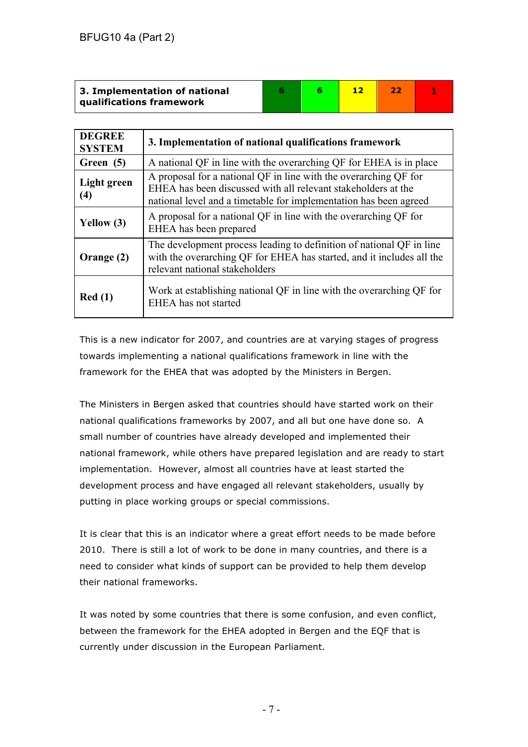| 3. Implementation of national qualifications framework | 6 | 6 | 12 | 22 | 1 |
|---|---|---|---|---|---|

| DEGREE SYSTEM | 3. Implementation of national qualifications framework |
|---|---|
| Green (5) | A national QF in line with the overarching QF for EHEA is in place |
| Light green (4) | A proposal for a national QF in line with the overarching QF for EHEA has been discussed with all relevant stakeholders at the national level and a timetable for implementation has been agreed |
| Yellow (3) | A proposal for a national QF in line with the overarching QF for EHEA has been prepared |
| Orange (2) | The development process leading to definition of national QF in line with the overarching QF for EHEA has started, and it includes all the relevant national stakeholders |
| Red (1) | Work at establishing national QF in line with the overarching QF for EHEA has not started |

This is a new indicator for 2007, and countries are at varying stages of progress towards implementing a national qualifications framework in line with the framework for the EHEA that was adopted by the Ministers in Bergen.

The Ministers in Bergen asked that countries should have started work on their national qualifications frameworks by 2007, and all but one have done so. A small number of countries have already developed and implemented their national framework, while others have prepared legislation and are ready to start implementation. However, almost all countries have at least started the development process and have engaged all relevant stakeholders, usually by putting in place working groups or special commissions.

It is clear that this is an indicator where a great effort needs to be made before 2010. There is still a lot of work to be done in many countries, and there is a need to consider what kinds of support can be provided to help them develop their national frameworks.

It was noted by some countries that there is some confusion, and even conflict, between the framework for the EHEA adopted in Bergen and the EQF that is currently under discussion in the European Parliament.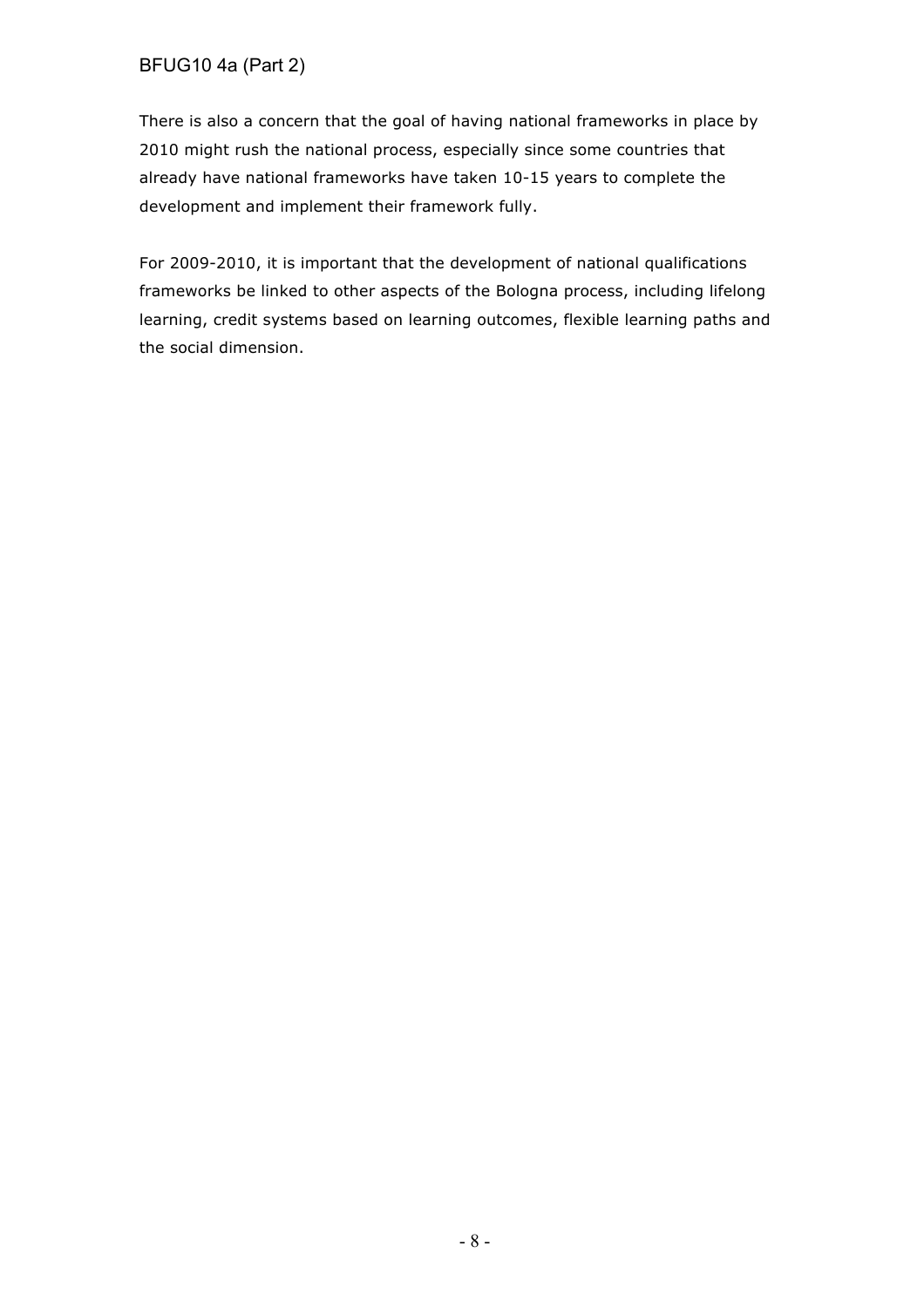There is also a concern that the goal of having national frameworks in place by 2010 might rush the national process, especially since some countries that already have national frameworks have taken 10-15 years to complete the development and implement their framework fully.

For 2009-2010, it is important that the development of national qualifications frameworks be linked to other aspects of the Bologna process, including lifelong learning, credit systems based on learning outcomes, flexible learning paths and the social dimension.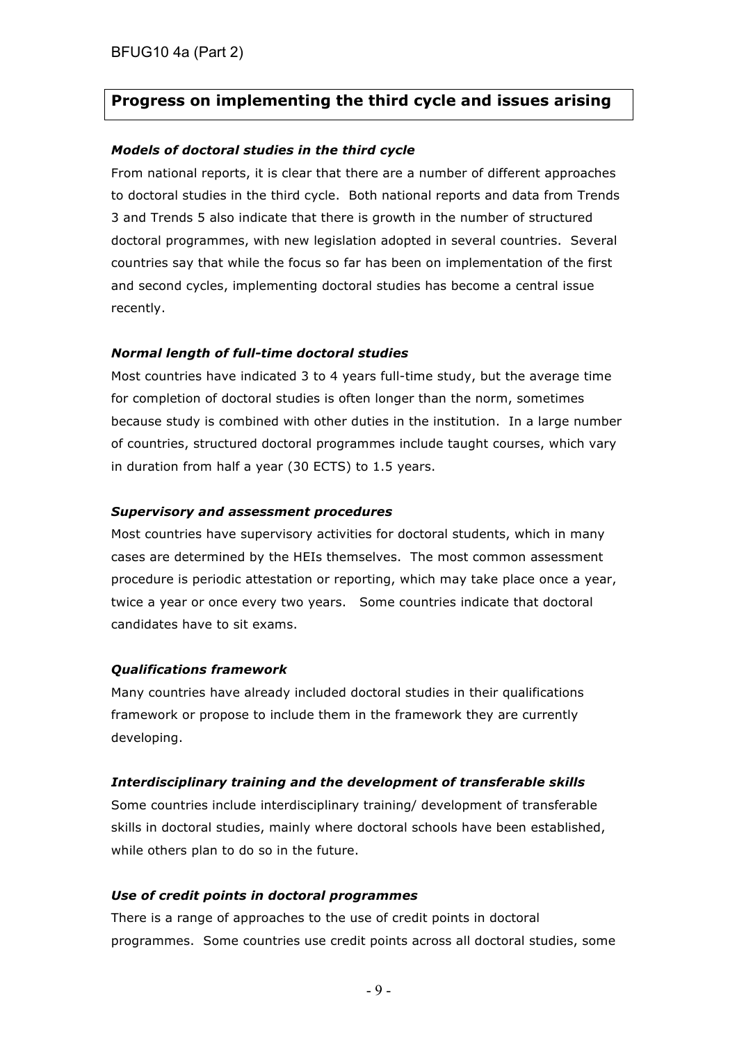## Progress on implementing the third cycle and issues arising

### *Models of doctoral studies in the third cycle*

From national reports, it is clear that there are a number of different approaches to doctoral studies in the third cycle. Both national reports and data from Trends 3 and Trends 5 also indicate that there is growth in the number of structured doctoral programmes, with new legislation adopted in several countries. Several countries say that while the focus so far has been on implementation of the first and second cycles, implementing doctoral studies has become a central issue recently.

### *Normal length of full-time doctoral studies*

Most countries have indicated 3 to 4 years full-time study, but the average time for completion of doctoral studies is often longer than the norm, sometimes because study is combined with other duties in the institution. In a large number of countries, structured doctoral programmes include taught courses, which vary in duration from half a year (30 ECTS) to 1.5 years.

### *Supervisory and assessment procedures*

Most countries have supervisory activities for doctoral students, which in many cases are determined by the HEIs themselves. The most common assessment procedure is periodic attestation or reporting, which may take place once a year, twice a year or once every two years. Some countries indicate that doctoral candidates have to sit exams.

### *Qualifications framework*

Many countries have already included doctoral studies in their qualifications framework or propose to include them in the framework they are currently developing.

### *Interdisciplinary training and the development of transferable skills*

Some countries include interdisciplinary training/ development of transferable skills in doctoral studies, mainly where doctoral schools have been established, while others plan to do so in the future.

### *Use of credit points in doctoral programmes*

There is a range of approaches to the use of credit points in doctoral programmes. Some countries use credit points across all doctoral studies, some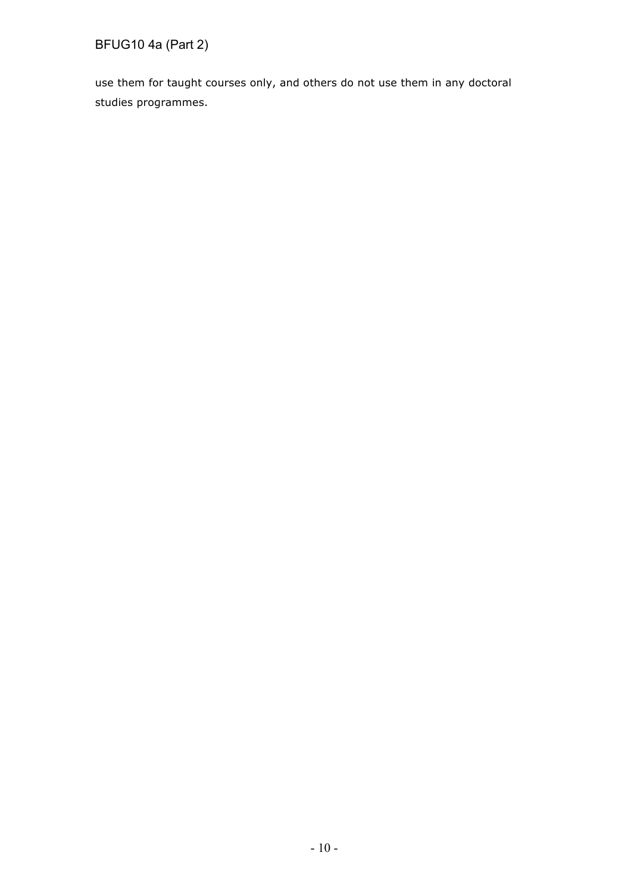use them for taught courses only, and others do not use them in any doctoral studies programmes.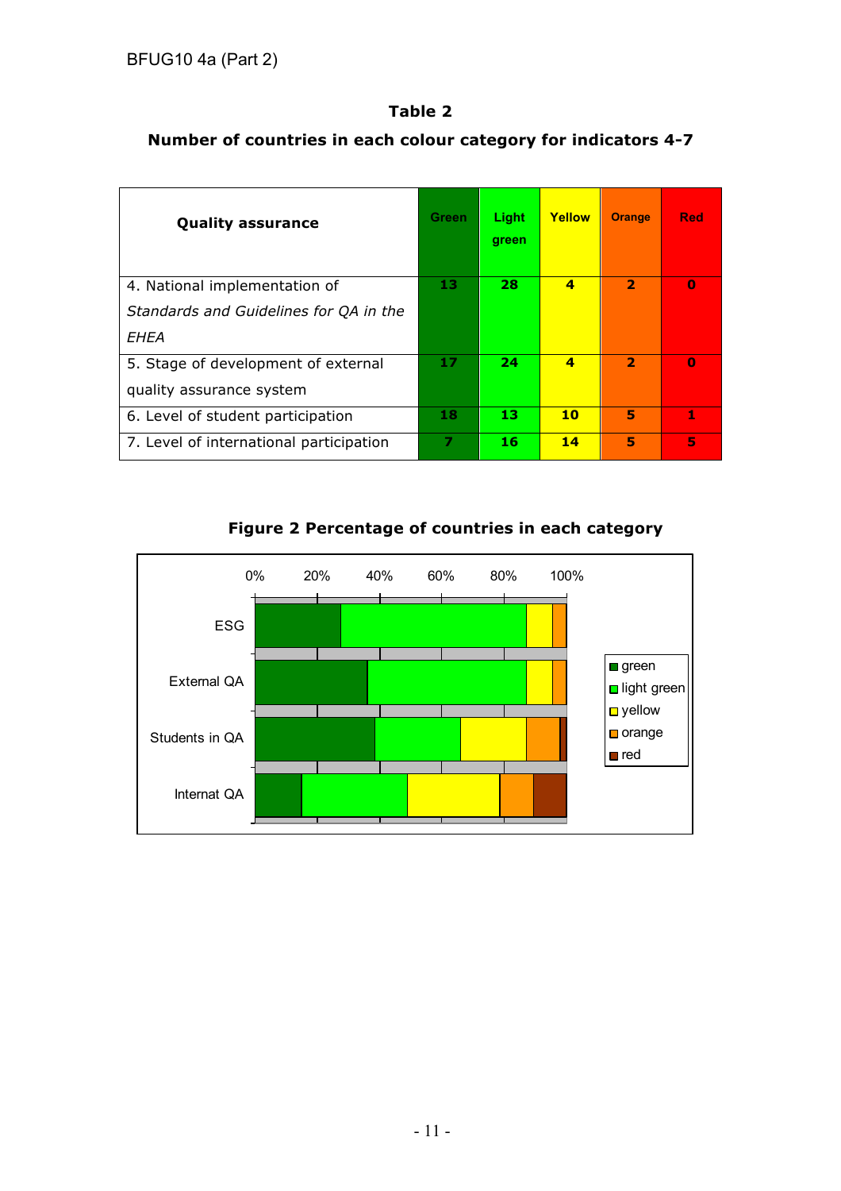## Table 2

### Number of countries in each colour category for indicators 4-7

| Quality assurance | Green | Light green | Yellow | Orange | Red |
|---|---|---|---|---|---|
| 4. National implementation of *Standards and Guidelines for QA in the EHEA* | **13** | **28** | **4** | **2** | **0** |
| 5. Stage of development of external quality assurance system | **17** | **24** | **4** | **2** | **0** |
| 6. Level of student participation | **18** | **13** | **10** | **5** | **1** |
| 7. Level of international participation | **7** | **16** | **14** | **5** | **5** |

**Figure 2 Percentage of countries in each category**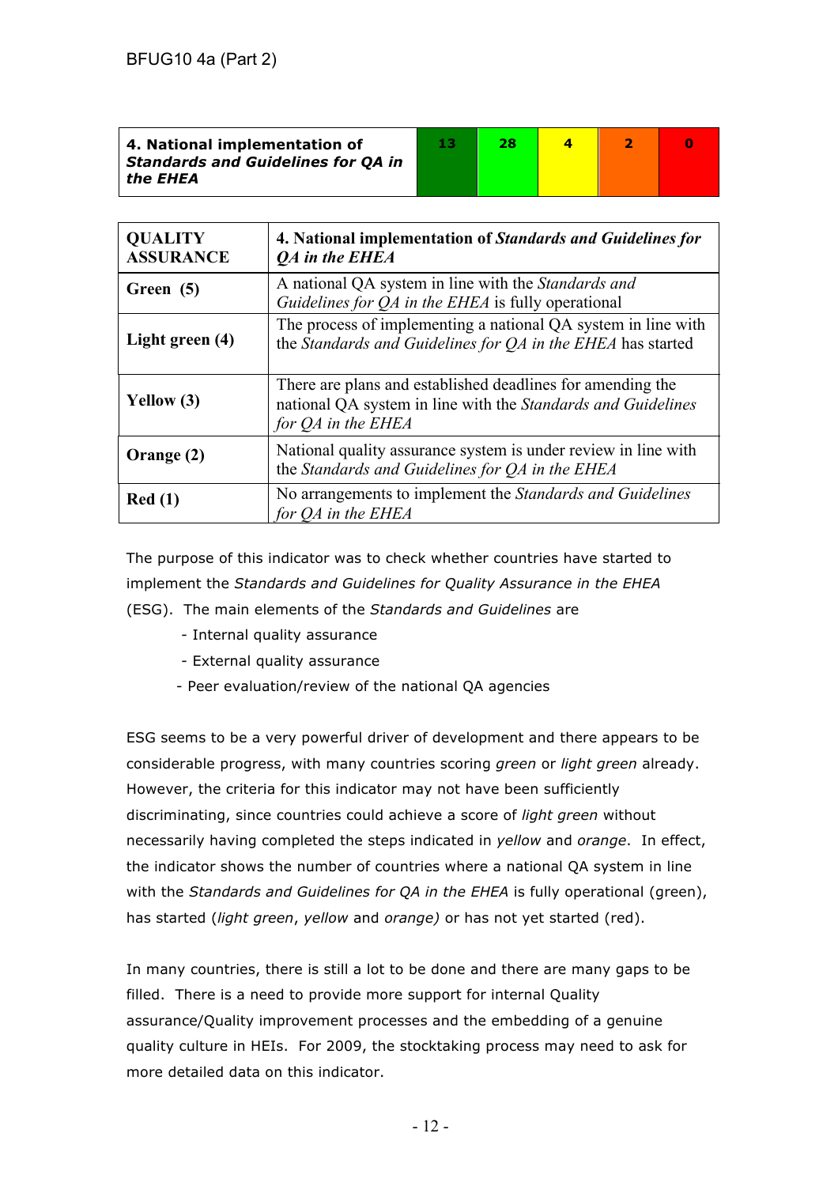| 4. National implementation of ***Standards and Guidelines for QA in the EHEA*** | 13 | 28 | 4 | 2 | 0 |
|---|---|---|---|---|---|

| QUALITY ASSURANCE | 4. National implementation of *Standards and Guidelines for QA in the EHEA* |
|---|---|
| **Green (5)** | A national QA system in line with the *Standards and Guidelines for QA in the EHEA* is fully operational |
| **Light green (4)** | The process of implementing a national QA system in line with the *Standards and Guidelines for QA in the EHEA* has started |
| **Yellow (3)** | There are plans and established deadlines for amending the national QA system in line with the *Standards and Guidelines for QA in the EHEA* |
| **Orange (2)** | National quality assurance system is under review in line with the *Standards and Guidelines for QA in the EHEA* |
| **Red (1)** | No arrangements to implement the *Standards and Guidelines for QA in the EHEA* |

The purpose of this indicator was to check whether countries have started to implement the *Standards and Guidelines for Quality Assurance in the EHEA* (ESG). The main elements of the *Standards and Guidelines* are

- Internal quality assurance
- External quality assurance
- Peer evaluation/review of the national QA agencies

ESG seems to be a very powerful driver of development and there appears to be considerable progress, with many countries scoring *green* or *light green* already. However, the criteria for this indicator may not have been sufficiently discriminating, since countries could achieve a score of *light green* without necessarily having completed the steps indicated in *yellow* and *orange*. In effect, the indicator shows the number of countries where a national QA system in line with the *Standards and Guidelines for QA in the EHEA* is fully operational (green), has started (*light green*, *yellow* and *orange)* or has not yet started (red).

In many countries, there is still a lot to be done and there are many gaps to be filled. There is a need to provide more support for internal Quality assurance/Quality improvement processes and the embedding of a genuine quality culture in HEIs. For 2009, the stocktaking process may need to ask for more detailed data on this indicator.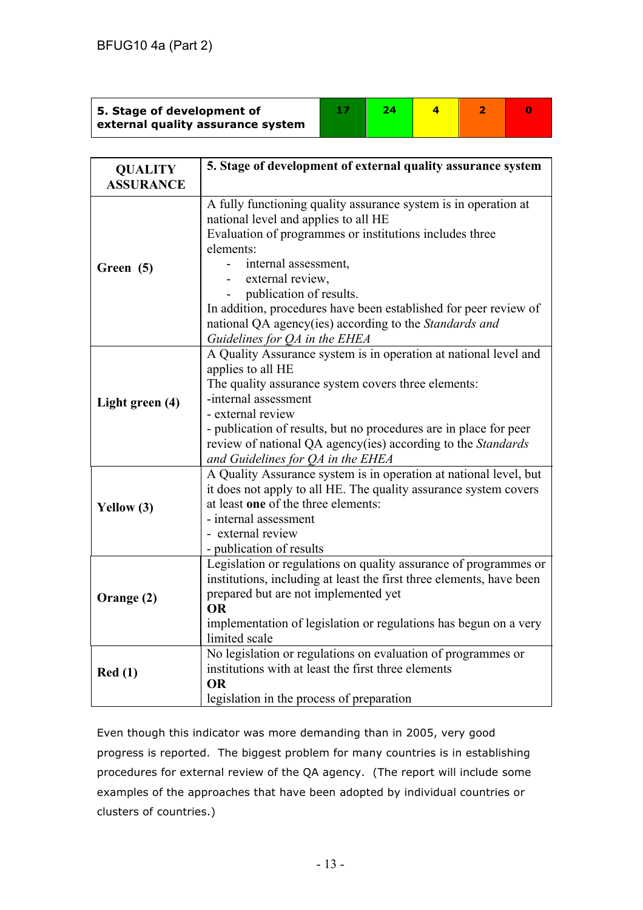| 5. Stage of development of external quality assurance system | 17 | 24 | 4 | 2 | 0 |
|---|---|---|---|---|---|

| QUALITY ASSURANCE | 5. Stage of development of external quality assurance system |
|---|---|
| **Green (5)** | A fully functioning quality assurance system is in operation at national level and applies to all HE<br>Evaluation of programmes or institutions includes three elements:<br>- internal assessment,<br>- external review,<br>- publication of results.<br>In addition, procedures have been established for peer review of national QA agency(ies) according to the *Standards and Guidelines for QA in the EHEA* |
| **Light green (4)** | A Quality Assurance system is in operation at national level and applies to all HE<br>The quality assurance system covers three elements:<br>-internal assessment<br>- external review<br>- publication of results, but no procedures are in place for peer review of national QA agency(ies) according to the *Standards and Guidelines for QA in the EHEA* |
| **Yellow (3)** | A Quality Assurance system is in operation at national level, but it does not apply to all HE. The quality assurance system covers at least **one** of the three elements:<br>- internal assessment<br>- external review<br>- publication of results |
| **Orange (2)** | Legislation or regulations on quality assurance of programmes or institutions, including at least the first three elements, have been prepared but are not implemented yet<br>**OR**<br>implementation of legislation or regulations has begun on a very limited scale |
| **Red (1)** | No legislation or regulations on evaluation of programmes or institutions with at least the first three elements<br>**OR**<br>legislation in the process of preparation |

Even though this indicator was more demanding than in 2005, very good progress is reported. The biggest problem for many countries is in establishing procedures for external review of the QA agency. (The report will include some examples of the approaches that have been adopted by individual countries or clusters of countries.)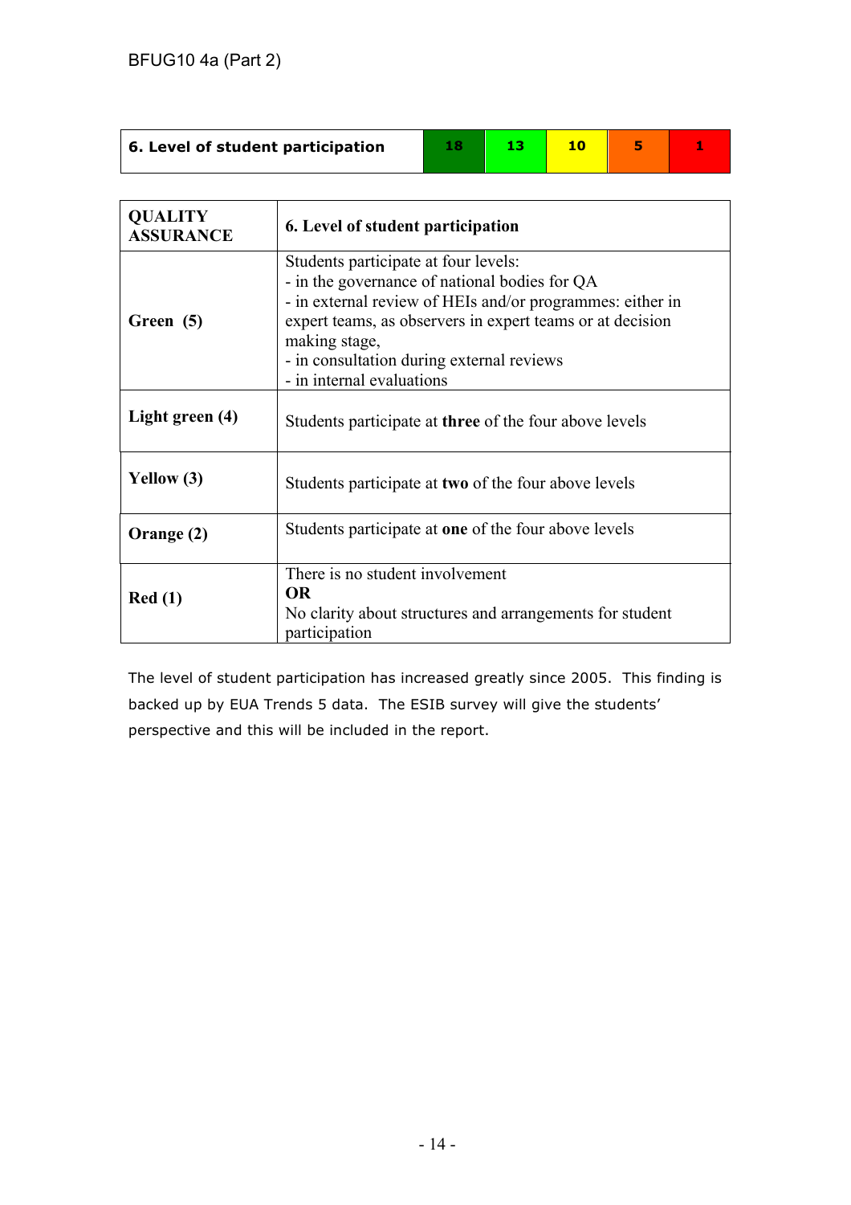| 6. Level of student participation | 18 | 13 | 10 | 5 | 1 |
|---|---|---|---|---|---|

| QUALITY ASSURANCE | 6. Level of student participation |
|---|---|
| **Green (5)** | Students participate at four levels:<br>- in the governance of national bodies for QA<br>- in external review of HEIs and/or programmes: either in expert teams, as observers in expert teams or at decision making stage,<br>- in consultation during external reviews<br>- in internal evaluations |
| **Light green (4)** | Students participate at **three** of the four above levels |
| **Yellow (3)** | Students participate at **two** of the four above levels |
| **Orange (2)** | Students participate at **one** of the four above levels |
| **Red (1)** | There is no student involvement<br>**OR**<br>No clarity about structures and arrangements for student participation |

The level of student participation has increased greatly since 2005. This finding is backed up by EUA Trends 5 data. The ESIB survey will give the students' perspective and this will be included in the report.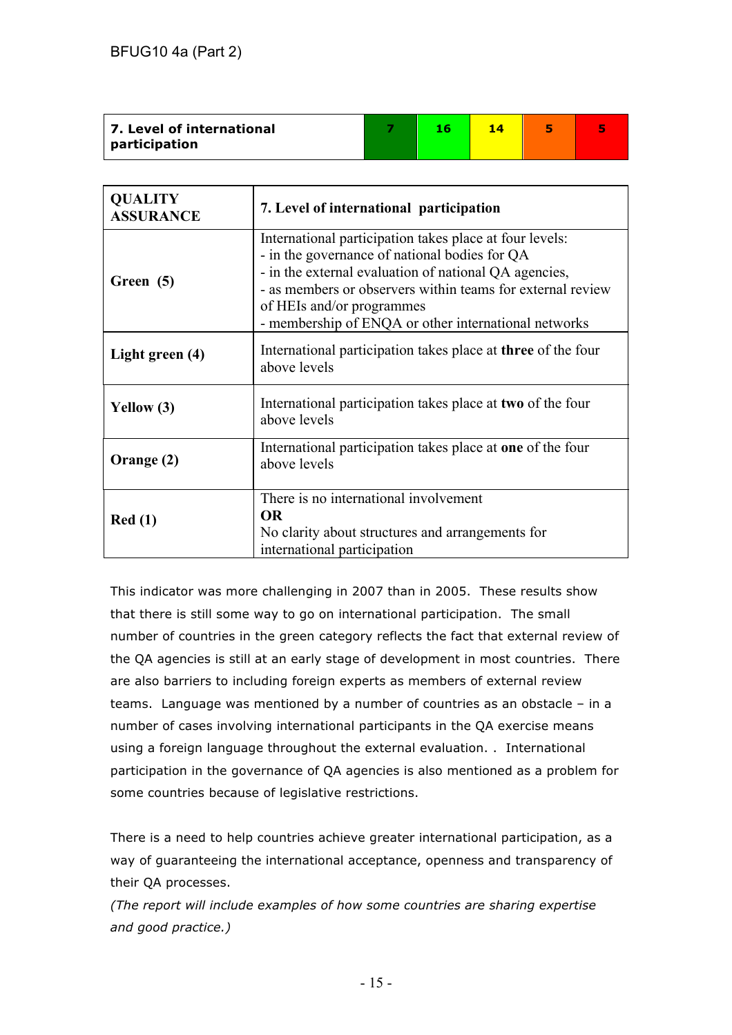| 7. Level of international participation | 7 | 16 | 14 | 5 | 5 |
|---|---|---|---|---|---|

| QUALITY ASSURANCE | 7. Level of international participation |
|---|---|
| Green (5) | International participation takes place at four levels:<br>- in the governance of national bodies for QA<br>- in the external evaluation of national QA agencies,<br>- as members or observers within teams for external review of HEIs and/or programmes<br>- membership of ENQA or other international networks |
| Light green (4) | International participation takes place at **three** of the four above levels |
| Yellow (3) | International participation takes place at **two** of the four above levels |
| Orange (2) | International participation takes place at **one** of the four above levels |
| Red (1) | There is no international involvement<br>**OR**<br>No clarity about structures and arrangements for international participation |

This indicator was more challenging in 2007 than in 2005. These results show that there is still some way to go on international participation. The small number of countries in the green category reflects the fact that external review of the QA agencies is still at an early stage of development in most countries. There are also barriers to including foreign experts as members of external review teams. Language was mentioned by a number of countries as an obstacle – in a number of cases involving international participants in the QA exercise means using a foreign language throughout the external evaluation. . International participation in the governance of QA agencies is also mentioned as a problem for some countries because of legislative restrictions.

There is a need to help countries achieve greater international participation, as a way of guaranteeing the international acceptance, openness and transparency of their QA processes.

*(The report will include examples of how some countries are sharing expertise and good practice.)*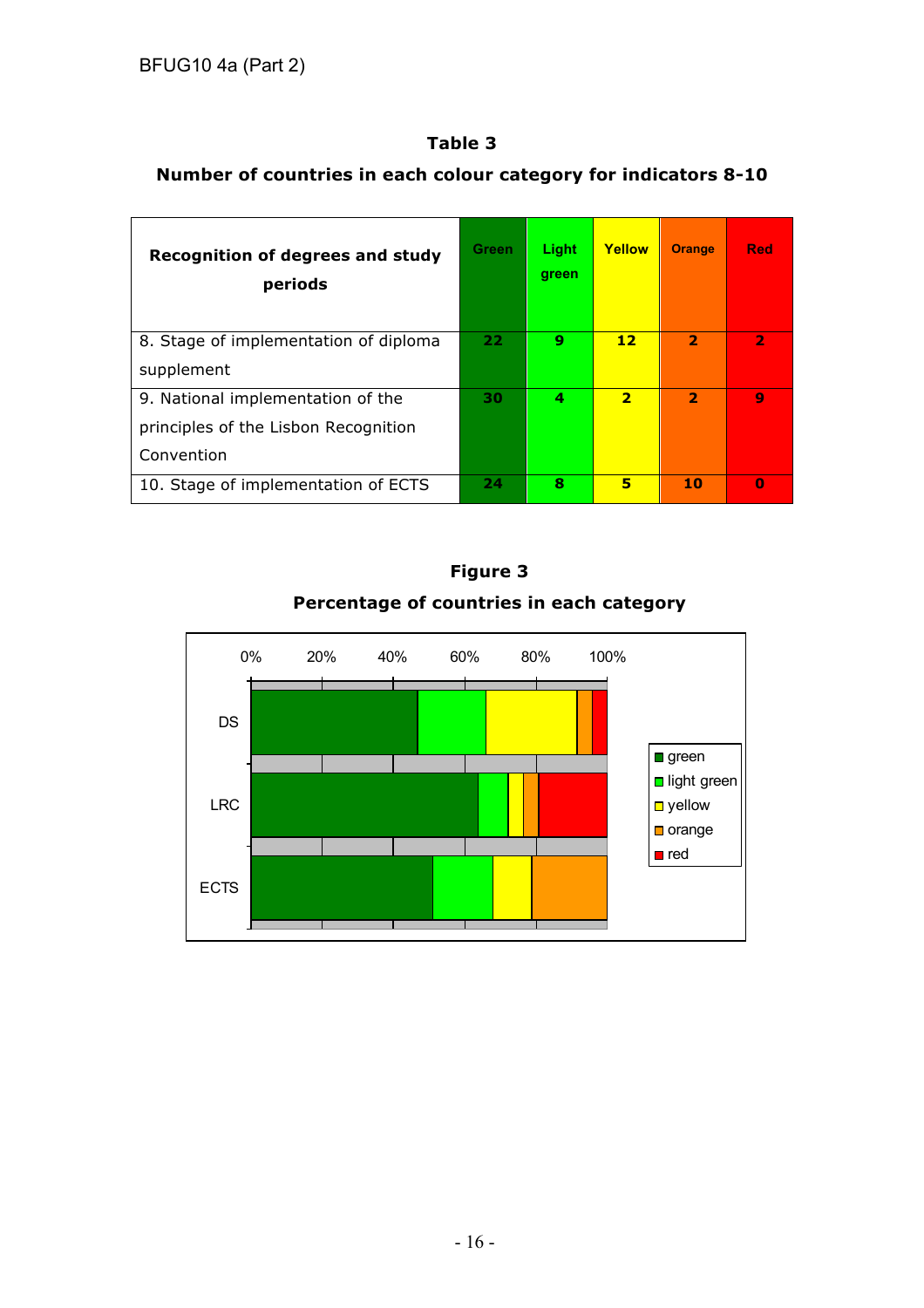**Table 3**

**Number of countries in each colour category for indicators 8-10**

| Recognition of degrees and study periods | Green | Light green | Yellow | Orange | Red |
|---|---|---|---|---|---|
| 8. Stage of implementation of diploma supplement | 22 | 9 | 12 | 2 | 2 |
| 9. National implementation of the principles of the Lisbon Recognition Convention | 30 | 4 | 2 | 2 | 9 |
| 10. Stage of implementation of ECTS | 24 | 8 | 5 | 10 | 0 |

**Figure 3**

**Percentage of countries in each category**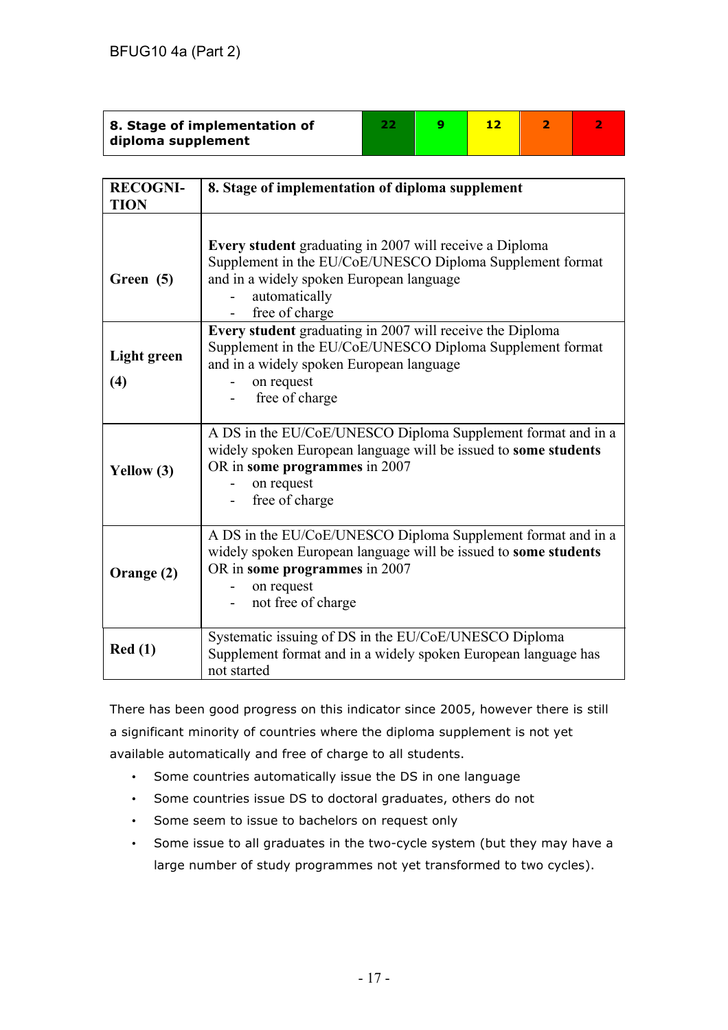| 8. Stage of implementation of diploma supplement | 22 | 9 | 12 | 2 | 2 |
|---|---|---|---|---|---|

| RECOGNI-TION | 8. Stage of implementation of diploma supplement |
|---|---|
| Green (5) | **Every student** graduating in 2007 will receive a Diploma Supplement in the EU/CoE/UNESCO Diploma Supplement format and in a widely spoken European language<br>- automatically<br>- free of charge |
| Light green (4) | **Every student** graduating in 2007 will receive the Diploma Supplement in the EU/CoE/UNESCO Diploma Supplement format and in a widely spoken European language<br>- on request<br>- free of charge |
| Yellow (3) | A DS in the EU/CoE/UNESCO Diploma Supplement format and in a widely spoken European language will be issued to **some students** OR in **some programmes** in 2007<br>- on request<br>- free of charge |
| Orange (2) | A DS in the EU/CoE/UNESCO Diploma Supplement format and in a widely spoken European language will be issued to **some students** OR in **some programmes** in 2007<br>- on request<br>- not free of charge |
| Red (1) | Systematic issuing of DS in the EU/CoE/UNESCO Diploma Supplement format and in a widely spoken European language has not started |

There has been good progress on this indicator since 2005, however there is still a significant minority of countries where the diploma supplement is not yet available automatically and free of charge to all students.

- Some countries automatically issue the DS in one language
- Some countries issue DS to doctoral graduates, others do not
- Some seem to issue to bachelors on request only
- Some issue to all graduates in the two-cycle system (but they may have a large number of study programmes not yet transformed to two cycles).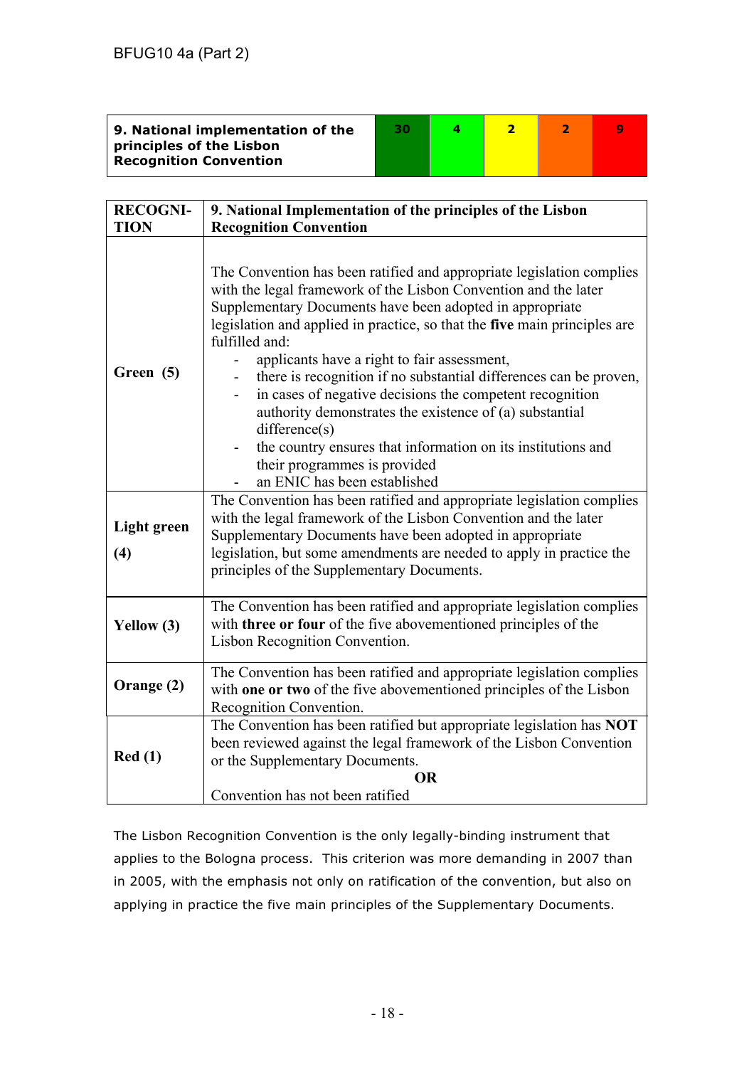| **9. National implementation of the principles of the Lisbon Recognition Convention** | 30 | 4 | 2 | 2 | 9 |
|---|---|---|---|---|---|

| **RECOGNI-TION** | **9. National Implementation of the principles of the Lisbon Recognition Convention** |
|---|---|
| **Green (5)** | The Convention has been ratified and appropriate legislation complies with the legal framework of the Lisbon Convention and the later Supplementary Documents have been adopted in appropriate legislation and applied in practice, so that the **five** main principles are fulfilled and:<br>- applicants have a right to fair assessment,<br>- there is recognition if no substantial differences can be proven,<br>- in cases of negative decisions the competent recognition authority demonstrates the existence of (a) substantial difference(s)<br>- the country ensures that information on its institutions and their programmes is provided<br>- an ENIC has been established |
| **Light green (4)** | The Convention has been ratified and appropriate legislation complies with the legal framework of the Lisbon Convention and the later Supplementary Documents have been adopted in appropriate legislation, but some amendments are needed to apply in practice the principles of the Supplementary Documents. |
| **Yellow (3)** | The Convention has been ratified and appropriate legislation complies with **three or four** of the five abovementioned principles of the Lisbon Recognition Convention. |
| **Orange (2)** | The Convention has been ratified and appropriate legislation complies with **one or two** of the five abovementioned principles of the Lisbon Recognition Convention. |
| **Red (1)** | The Convention has been ratified but appropriate legislation has **NOT** been reviewed against the legal framework of the Lisbon Convention or the Supplementary Documents.<br>**OR**<br>Convention has not been ratified |

The Lisbon Recognition Convention is the only legally-binding instrument that applies to the Bologna process. This criterion was more demanding in 2007 than in 2005, with the emphasis not only on ratification of the convention, but also on applying in practice the five main principles of the Supplementary Documents.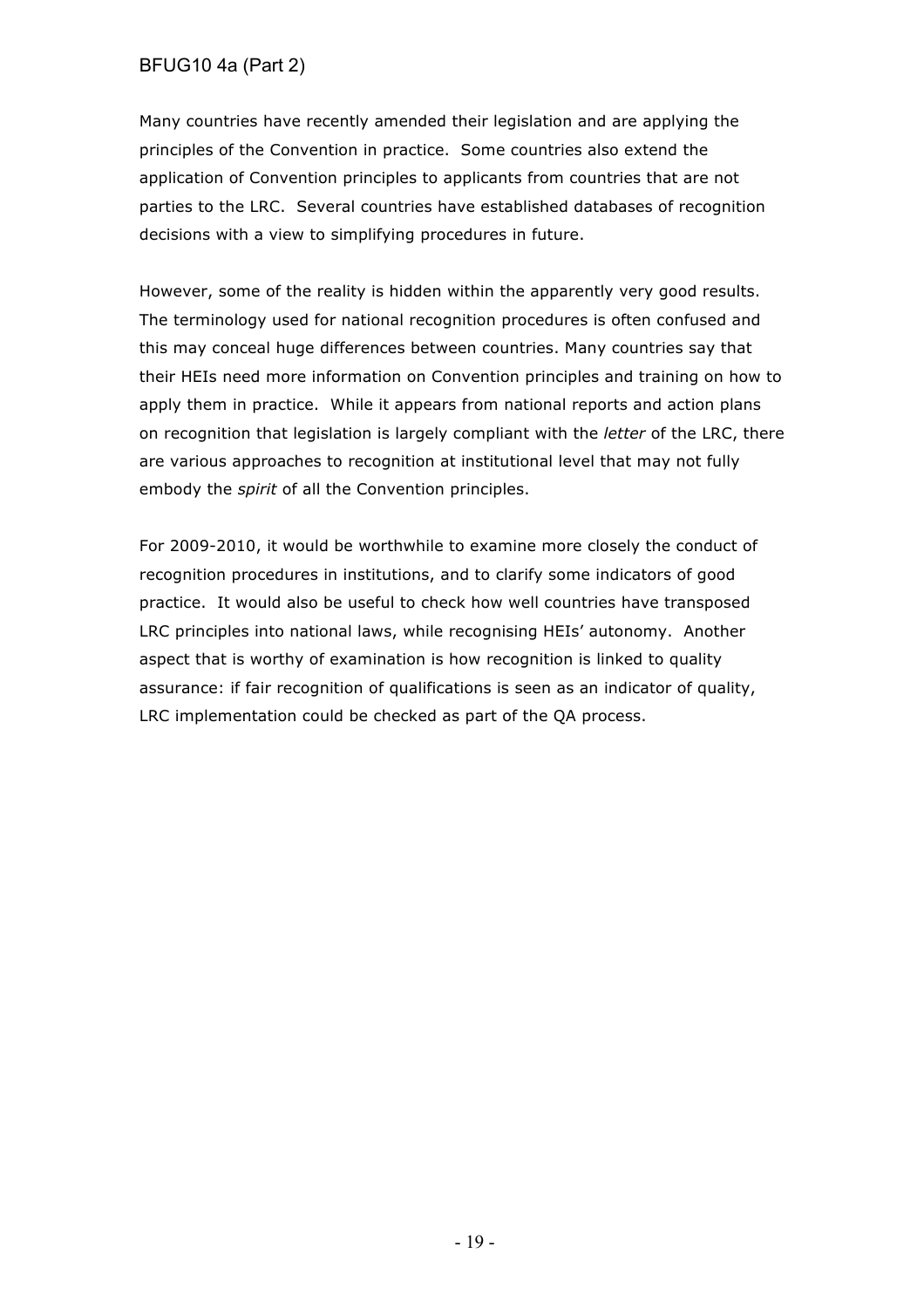Many countries have recently amended their legislation and are applying the principles of the Convention in practice. Some countries also extend the application of Convention principles to applicants from countries that are not parties to the LRC. Several countries have established databases of recognition decisions with a view to simplifying procedures in future.

However, some of the reality is hidden within the apparently very good results. The terminology used for national recognition procedures is often confused and this may conceal huge differences between countries. Many countries say that their HEIs need more information on Convention principles and training on how to apply them in practice. While it appears from national reports and action plans on recognition that legislation is largely compliant with the *letter* of the LRC, there are various approaches to recognition at institutional level that may not fully embody the *spirit* of all the Convention principles.

For 2009-2010, it would be worthwhile to examine more closely the conduct of recognition procedures in institutions, and to clarify some indicators of good practice. It would also be useful to check how well countries have transposed LRC principles into national laws, while recognising HEIs' autonomy. Another aspect that is worthy of examination is how recognition is linked to quality assurance: if fair recognition of qualifications is seen as an indicator of quality, LRC implementation could be checked as part of the QA process.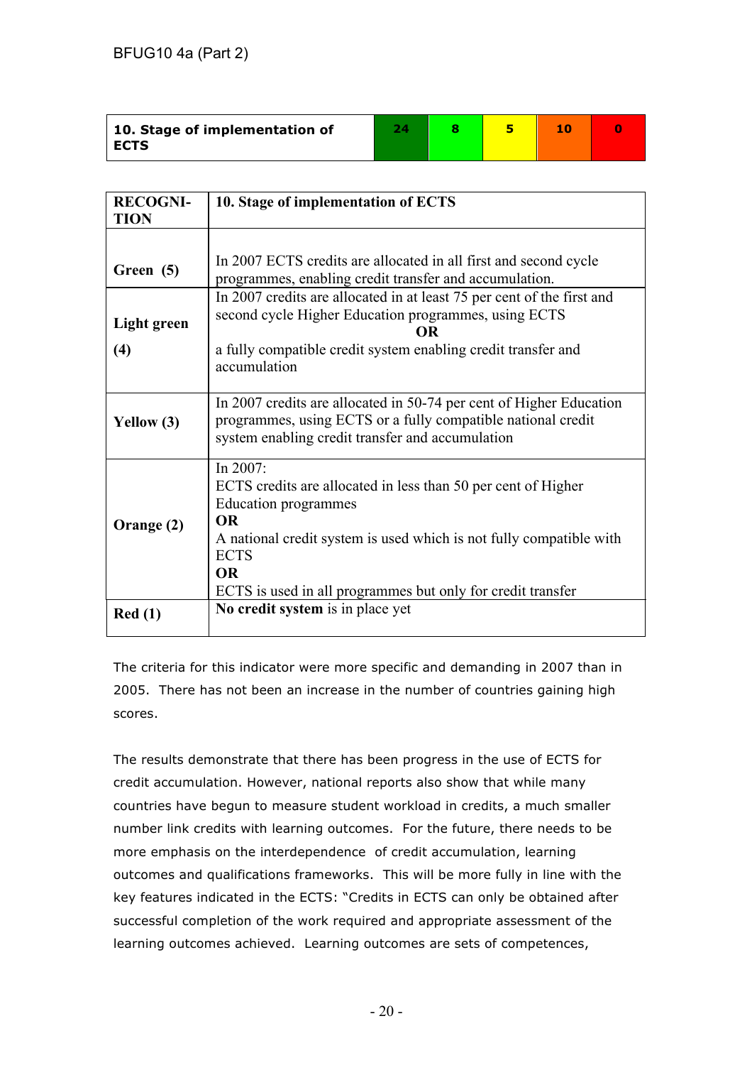| 10. Stage of implementation of ECTS | 24 | 8 | 5 | 10 | 0 |
|---|---|---|---|---|---|

| RECOGNI-TION | 10. Stage of implementation of ECTS |
|---|---|
| Green (5) | In 2007 ECTS credits are allocated in all first and second cycle programmes, enabling credit transfer and accumulation. |
| Light green (4) | In 2007 credits are allocated in at least 75 per cent of the first and second cycle Higher Education programmes, using ECTS **OR** a fully compatible credit system enabling credit transfer and accumulation |
| Yellow (3) | In 2007 credits are allocated in 50-74 per cent of Higher Education programmes, using ECTS or a fully compatible national credit system enabling credit transfer and accumulation |
| Orange (2) | In 2007: ECTS credits are allocated in less than 50 per cent of Higher Education programmes **OR** A national credit system is used which is not fully compatible with ECTS **OR** ECTS is used in all programmes but only for credit transfer |
| Red (1) | **No credit system** is in place yet |

The criteria for this indicator were more specific and demanding in 2007 than in 2005. There has not been an increase in the number of countries gaining high scores.

The results demonstrate that there has been progress in the use of ECTS for credit accumulation. However, national reports also show that while many countries have begun to measure student workload in credits, a much smaller number link credits with learning outcomes. For the future, there needs to be more emphasis on the interdependence of credit accumulation, learning outcomes and qualifications frameworks. This will be more fully in line with the key features indicated in the ECTS: "Credits in ECTS can only be obtained after successful completion of the work required and appropriate assessment of the learning outcomes achieved. Learning outcomes are sets of competences,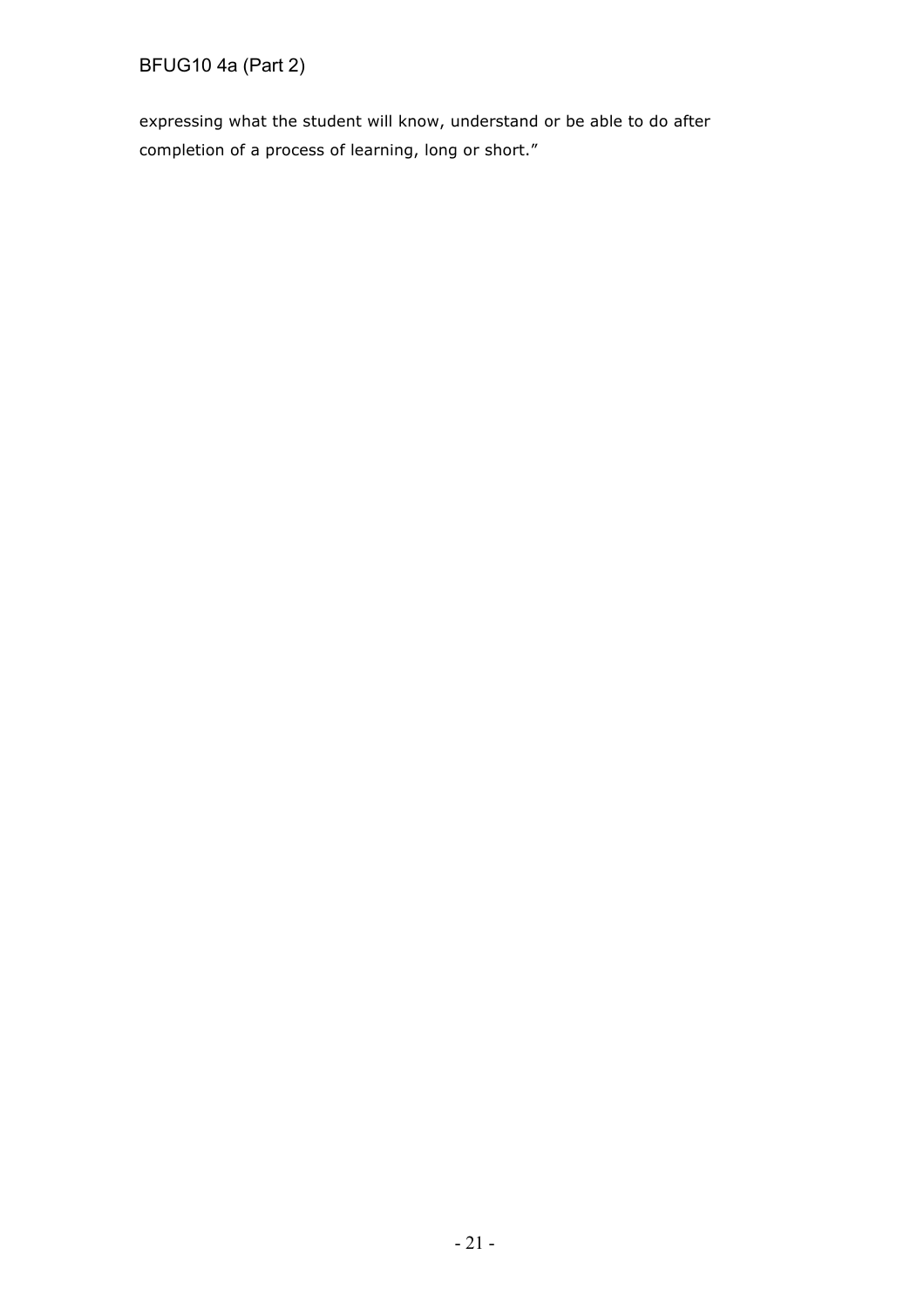expressing what the student will know, understand or be able to do after completion of a process of learning, long or short."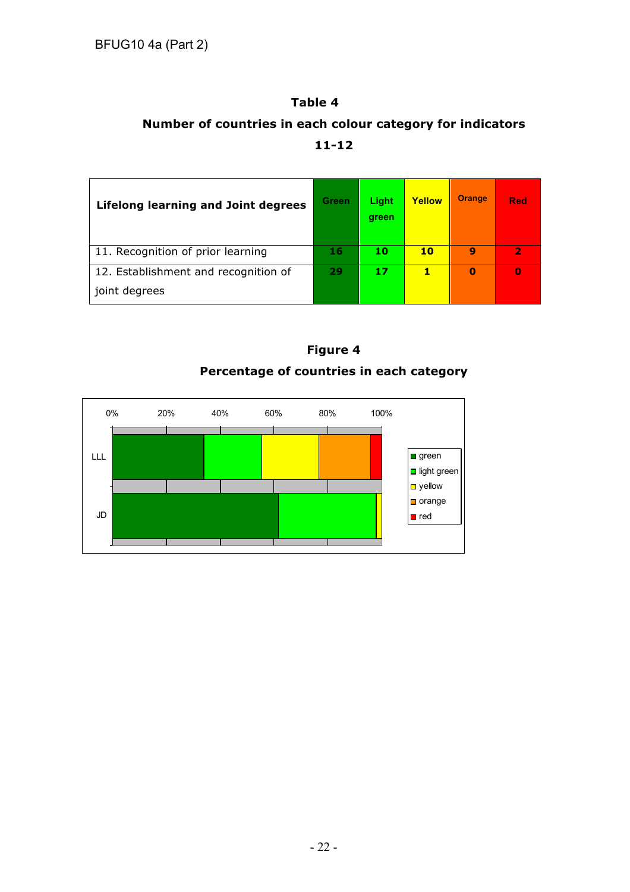**Table 4**

**Number of countries in each colour category for indicators 11-12**

| Lifelong learning and Joint degrees | Green | Light green | Yellow | Orange | Red |
|---|---|---|---|---|---|
| 11. Recognition of prior learning | 16 | 10 | 10 | 9 | 2 |
| 12. Establishment and recognition of joint degrees | 29 | 17 | 1 | 0 | 0 |

**Figure 4**

**Percentage of countries in each category**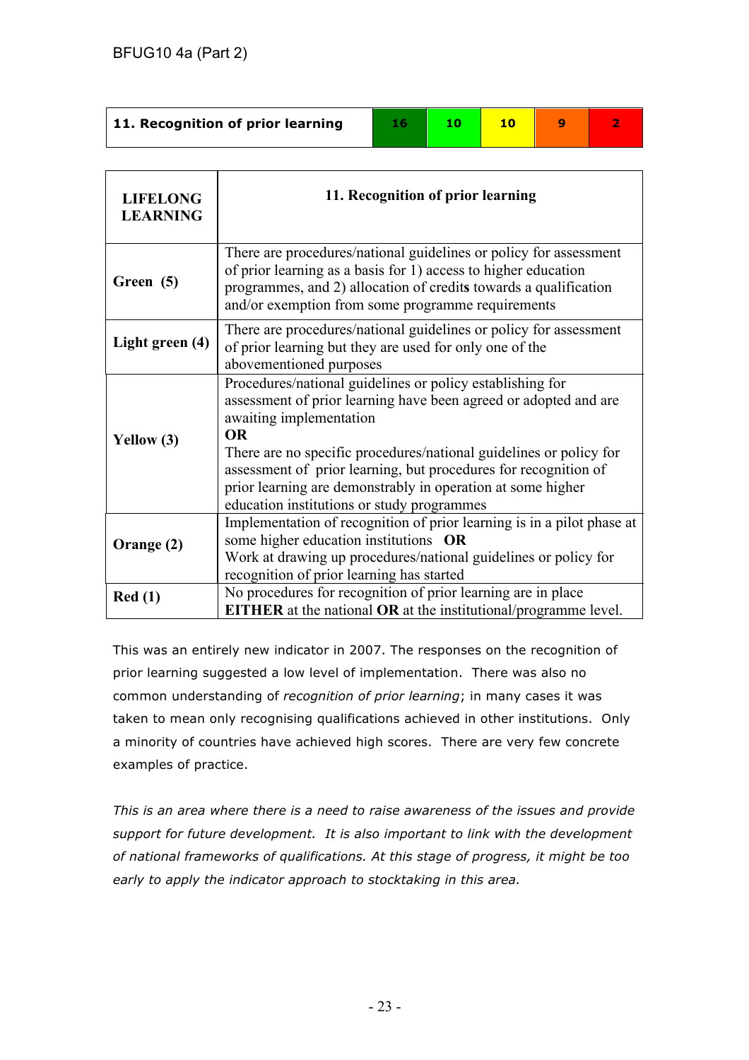| 11. Recognition of prior learning | 16 | 10 | 10 | 9 | 2 |
|---|---|---|---|---|---|

| **LIFELONG LEARNING** | **11. Recognition of prior learning** |
|---|---|
| **Green (5)** | There are procedures/national guidelines or policy for assessment of prior learning as a basis for 1) access to higher education programmes, and 2) allocation of credit**s** towards a qualification and/or exemption from some programme requirements |
| **Light green (4)** | There are procedures/national guidelines or policy for assessment of prior learning but they are used for only one of the abovementioned purposes |
| **Yellow (3)** | Procedures/national guidelines or policy establishing for assessment of prior learning have been agreed or adopted and are awaiting implementation **OR** There are no specific procedures/national guidelines or policy for assessment of prior learning, but procedures for recognition of prior learning are demonstrably in operation at some higher education institutions or study programmes |
| **Orange (2)** | Implementation of recognition of prior learning is in a pilot phase at some higher education institutions **OR** Work at drawing up procedures/national guidelines or policy for recognition of prior learning has started |
| **Red (1)** | No procedures for recognition of prior learning are in place **EITHER** at the national **OR** at the institutional/programme level. |

This was an entirely new indicator in 2007. The responses on the recognition of prior learning suggested a low level of implementation. There was also no common understanding of *recognition of prior learning*; in many cases it was taken to mean only recognising qualifications achieved in other institutions. Only a minority of countries have achieved high scores. There are very few concrete examples of practice.

*This is an area where there is a need to raise awareness of the issues and provide support for future development. It is also important to link with the development of national frameworks of qualifications. At this stage of progress, it might be too early to apply the indicator approach to stocktaking in this area.*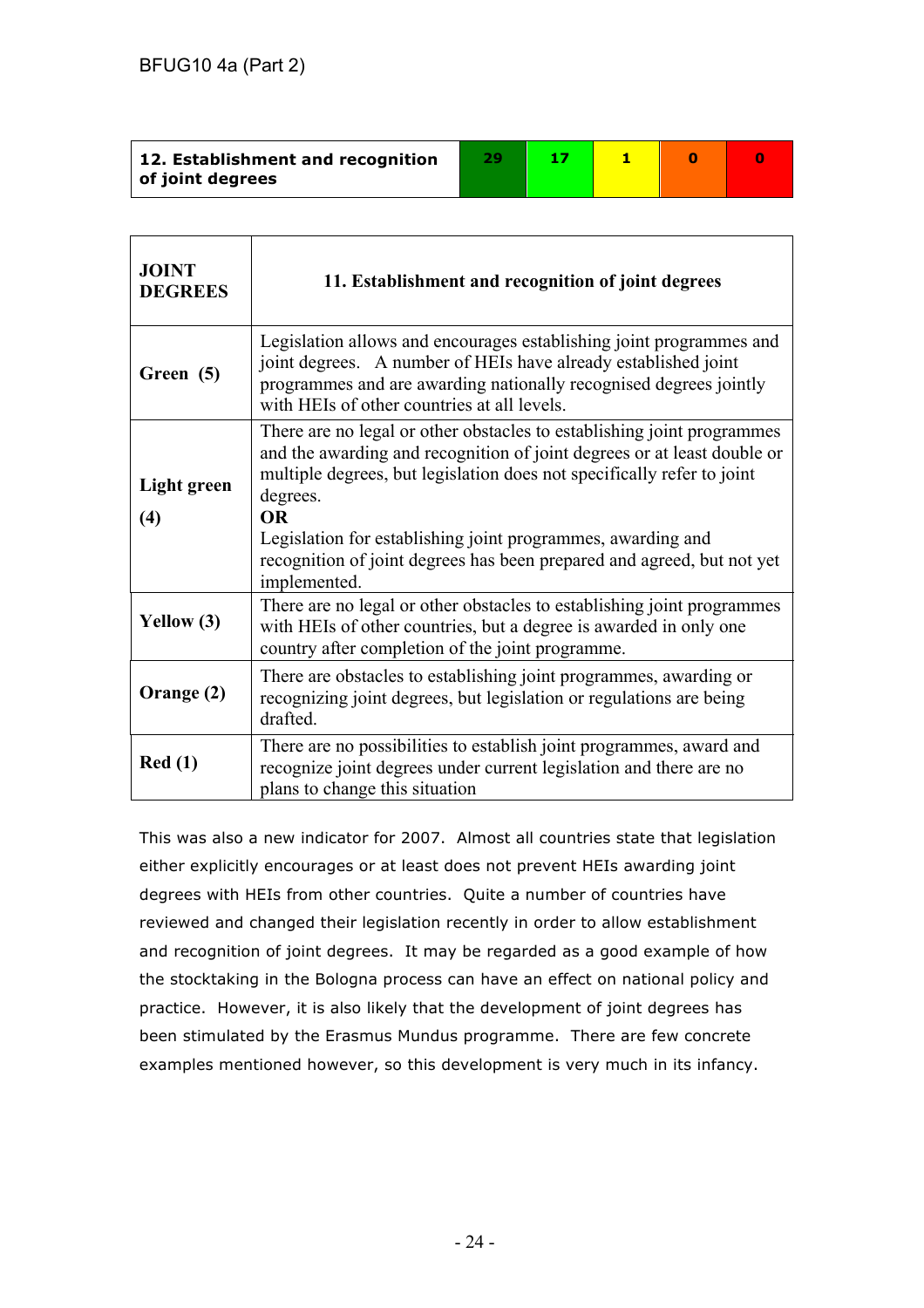| 12. Establishment and recognition of joint degrees | 29 | 17 | 1 | 0 | 0 |
|---|---|---|---|---|---|

| JOINT DEGREES | 11. Establishment and recognition of joint degrees |
|---|---|
| Green (5) | Legislation allows and encourages establishing joint programmes and joint degrees. A number of HEIs have already established joint programmes and are awarding nationally recognised degrees jointly with HEIs of other countries at all levels. |
| Light green (4) | There are no legal or other obstacles to establishing joint programmes and the awarding and recognition of joint degrees or at least double or multiple degrees, but legislation does not specifically refer to joint degrees.<br>**OR**<br>Legislation for establishing joint programmes, awarding and recognition of joint degrees has been prepared and agreed, but not yet implemented. |
| Yellow (3) | There are no legal or other obstacles to establishing joint programmes with HEIs of other countries, but a degree is awarded in only one country after completion of the joint programme. |
| Orange (2) | There are obstacles to establishing joint programmes, awarding or recognizing joint degrees, but legislation or regulations are being drafted. |
| Red (1) | There are no possibilities to establish joint programmes, award and recognize joint degrees under current legislation and there are no plans to change this situation |

This was also a new indicator for 2007. Almost all countries state that legislation either explicitly encourages or at least does not prevent HEIs awarding joint degrees with HEIs from other countries. Quite a number of countries have reviewed and changed their legislation recently in order to allow establishment and recognition of joint degrees. It may be regarded as a good example of how the stocktaking in the Bologna process can have an effect on national policy and practice. However, it is also likely that the development of joint degrees has been stimulated by the Erasmus Mundus programme. There are few concrete examples mentioned however, so this development is very much in its infancy.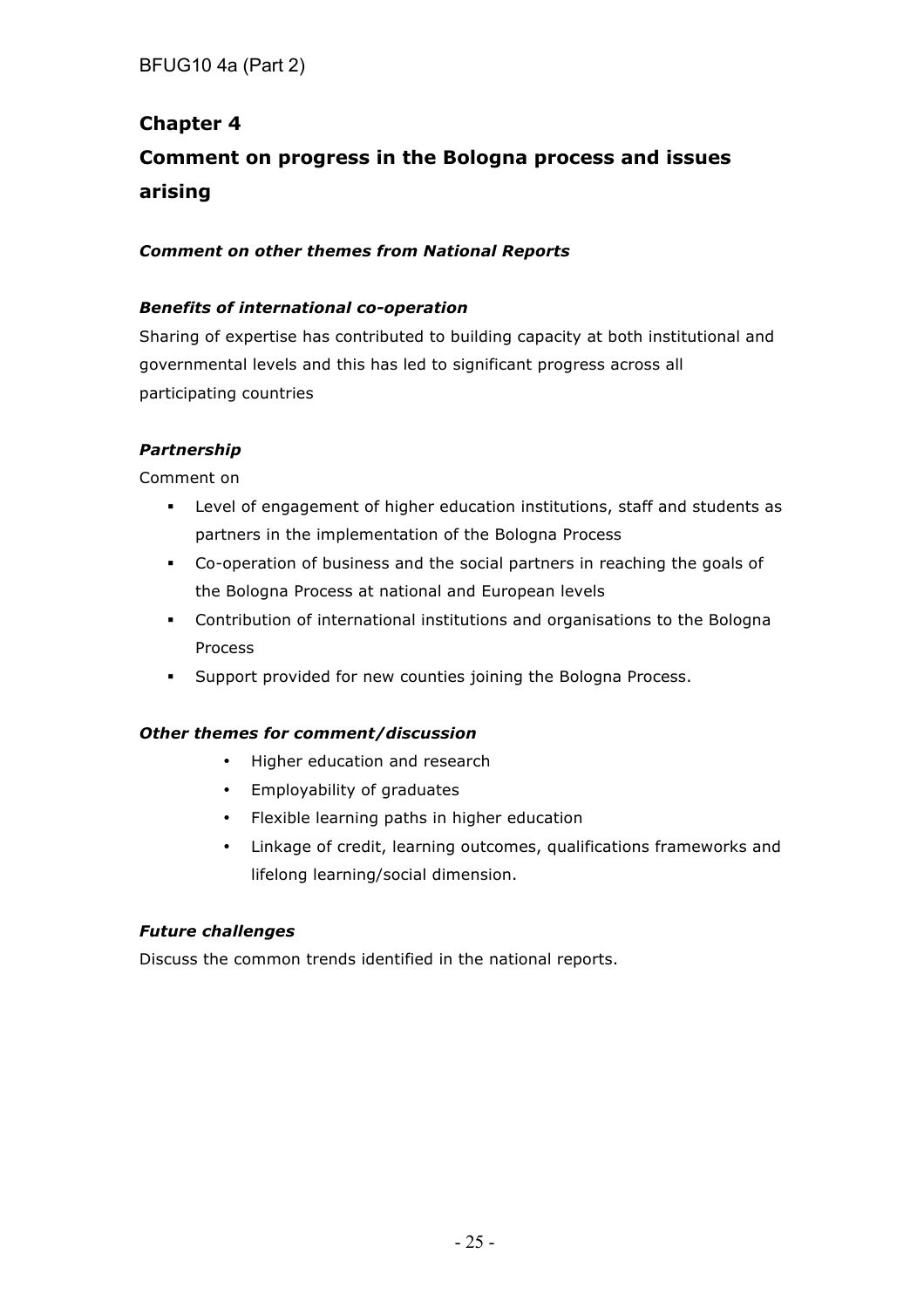# Chapter 4

# Comment on progress in the Bologna process and issues arising

### *Comment on other themes from National Reports*

#### *Benefits of international co-operation*

Sharing of expertise has contributed to building capacity at both institutional and governmental levels and this has led to significant progress across all participating countries

#### *Partnership*

Comment on

- Level of engagement of higher education institutions, staff and students as partners in the implementation of the Bologna Process
- Co-operation of business and the social partners in reaching the goals of the Bologna Process at national and European levels
- Contribution of international institutions and organisations to the Bologna Process
- Support provided for new counties joining the Bologna Process.

#### *Other themes for comment/discussion*

- Higher education and research
- Employability of graduates
- Flexible learning paths in higher education
- Linkage of credit, learning outcomes, qualifications frameworks and lifelong learning/social dimension.

#### *Future challenges*

Discuss the common trends identified in the national reports.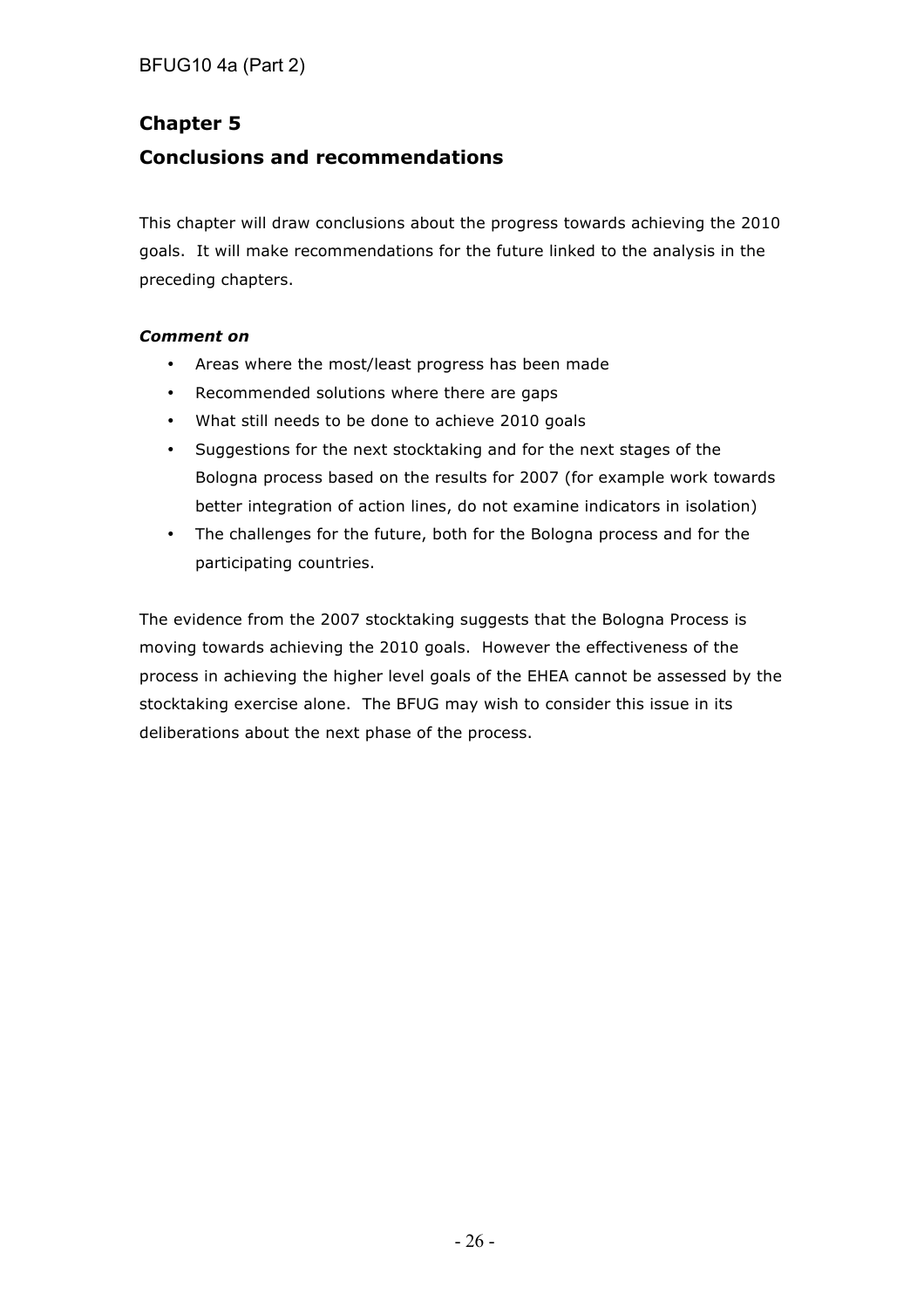## Chapter 5

## Conclusions and recommendations

This chapter will draw conclusions about the progress towards achieving the 2010 goals. It will make recommendations for the future linked to the analysis in the preceding chapters.

***Comment on***

- Areas where the most/least progress has been made
- Recommended solutions where there are gaps
- What still needs to be done to achieve 2010 goals
- Suggestions for the next stocktaking and for the next stages of the Bologna process based on the results for 2007 (for example work towards better integration of action lines, do not examine indicators in isolation)
- The challenges for the future, both for the Bologna process and for the participating countries.

The evidence from the 2007 stocktaking suggests that the Bologna Process is moving towards achieving the 2010 goals. However the effectiveness of the process in achieving the higher level goals of the EHEA cannot be assessed by the stocktaking exercise alone. The BFUG may wish to consider this issue in its deliberations about the next phase of the process.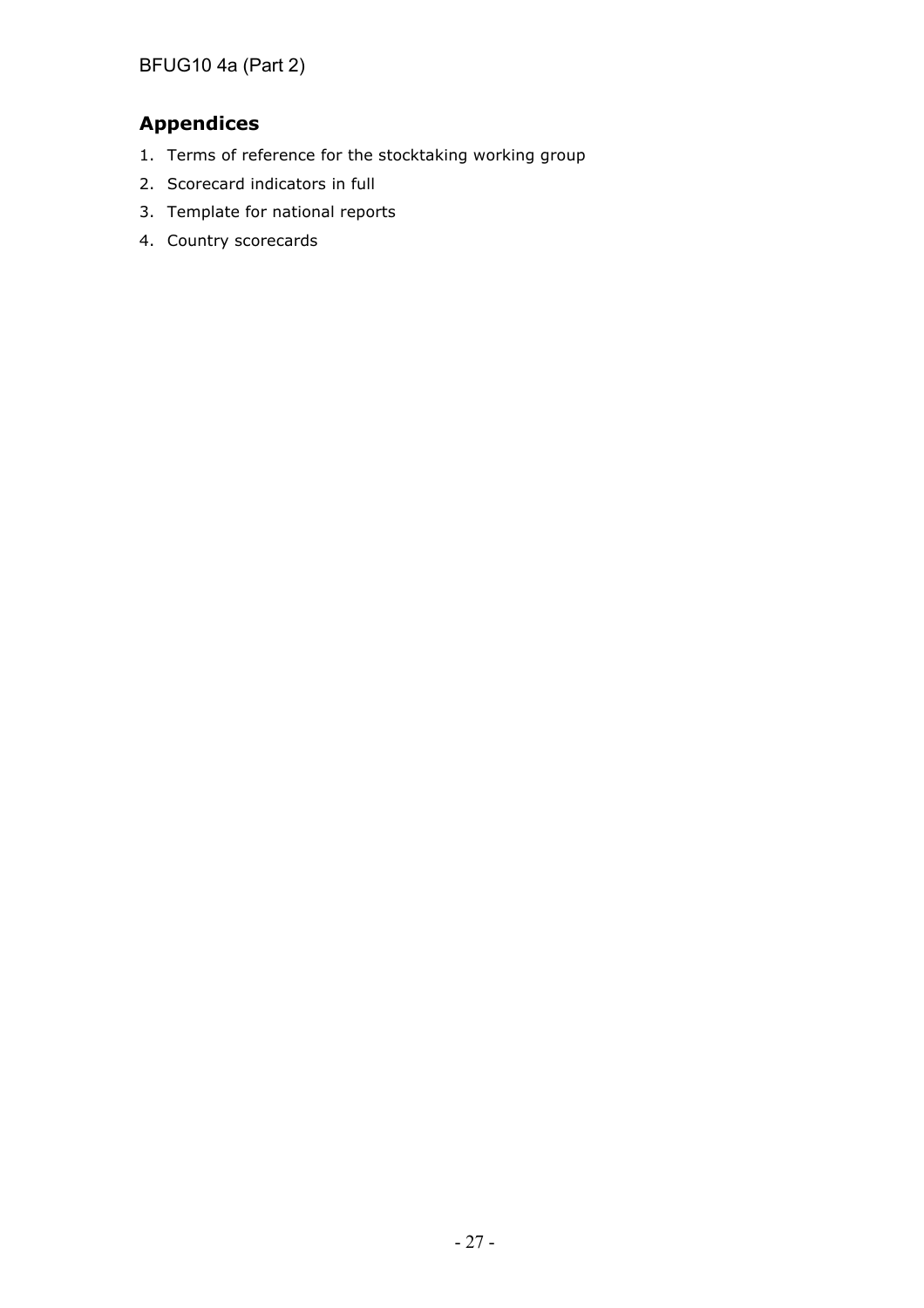## Appendices

1. Terms of reference for the stocktaking working group
2. Scorecard indicators in full
3. Template for national reports
4. Country scorecards